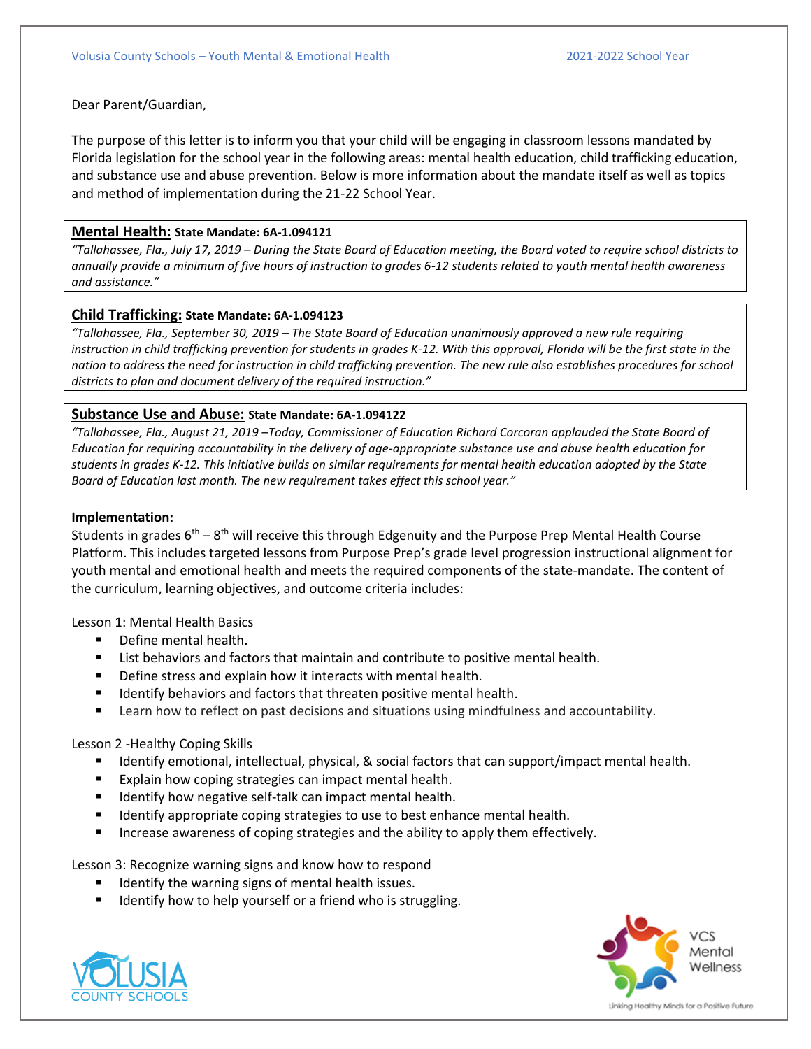Dear Parent/Guardian,

The purpose of this letter is to inform you that your child will be engaging in classroom lessons mandated by Florida legislation for the school year in the following areas: mental health education, child trafficking education, and substance use and abuse prevention. Below is more information about the mandate itself as well as topics and method of implementation during the 21-22 School Year.

**Mental Health:** **State Mandate: 6A-1.094121**

*"Tallahassee, Fla., July 17, 2019 – During the State Board of Education meeting, the Board voted to require school districts to annually provide a minimum of five hours of instruction to grades 6-12 students related to youth mental health awareness and assistance."*

**Child Trafficking:** **State Mandate: 6A-1.094123**

*"Tallahassee, Fla., September 30, 2019 – The State Board of Education unanimously approved a new rule requiring instruction in child trafficking prevention for students in grades K-12. With this approval, Florida will be the first state in the nation to address the need for instruction in child trafficking prevention. The new rule also establishes procedures for school districts to plan and document delivery of the required instruction."*

**Substance Use and Abuse:** **State Mandate: 6A-1.094122**

*"Tallahassee, Fla., August 21, 2019 –Today, Commissioner of Education Richard Corcoran applauded the State Board of Education for requiring accountability in the delivery of age-appropriate substance use and abuse health education for students in grades K-12. This initiative builds on similar requirements for mental health education adopted by the State Board of Education last month. The new requirement takes effect this school year."*

**Implementation:**

Students in grades 6th – 8th will receive this through Edgenuity and the Purpose Prep Mental Health Course Platform. This includes targeted lessons from Purpose Prep's grade level progression instructional alignment for youth mental and emotional health and meets the required components of the state-mandate. The content of the curriculum, learning objectives, and outcome criteria includes:

Lesson 1: Mental Health Basics

- Define mental health.
- List behaviors and factors that maintain and contribute to positive mental health.
- Define stress and explain how it interacts with mental health.
- Identify behaviors and factors that threaten positive mental health.
- Learn how to reflect on past decisions and situations using mindfulness and accountability.

Lesson 2 -Healthy Coping Skills

- Identify emotional, intellectual, physical, & social factors that can support/impact mental health.
- Explain how coping strategies can impact mental health.
- Identify how negative self-talk can impact mental health.
- Identify appropriate coping strategies to use to best enhance mental health.
- Increase awareness of coping strategies and the ability to apply them effectively.

Lesson 3: Recognize warning signs and know how to respond

- Identify the warning signs of mental health issues.
- Identify how to help yourself or a friend who is struggling.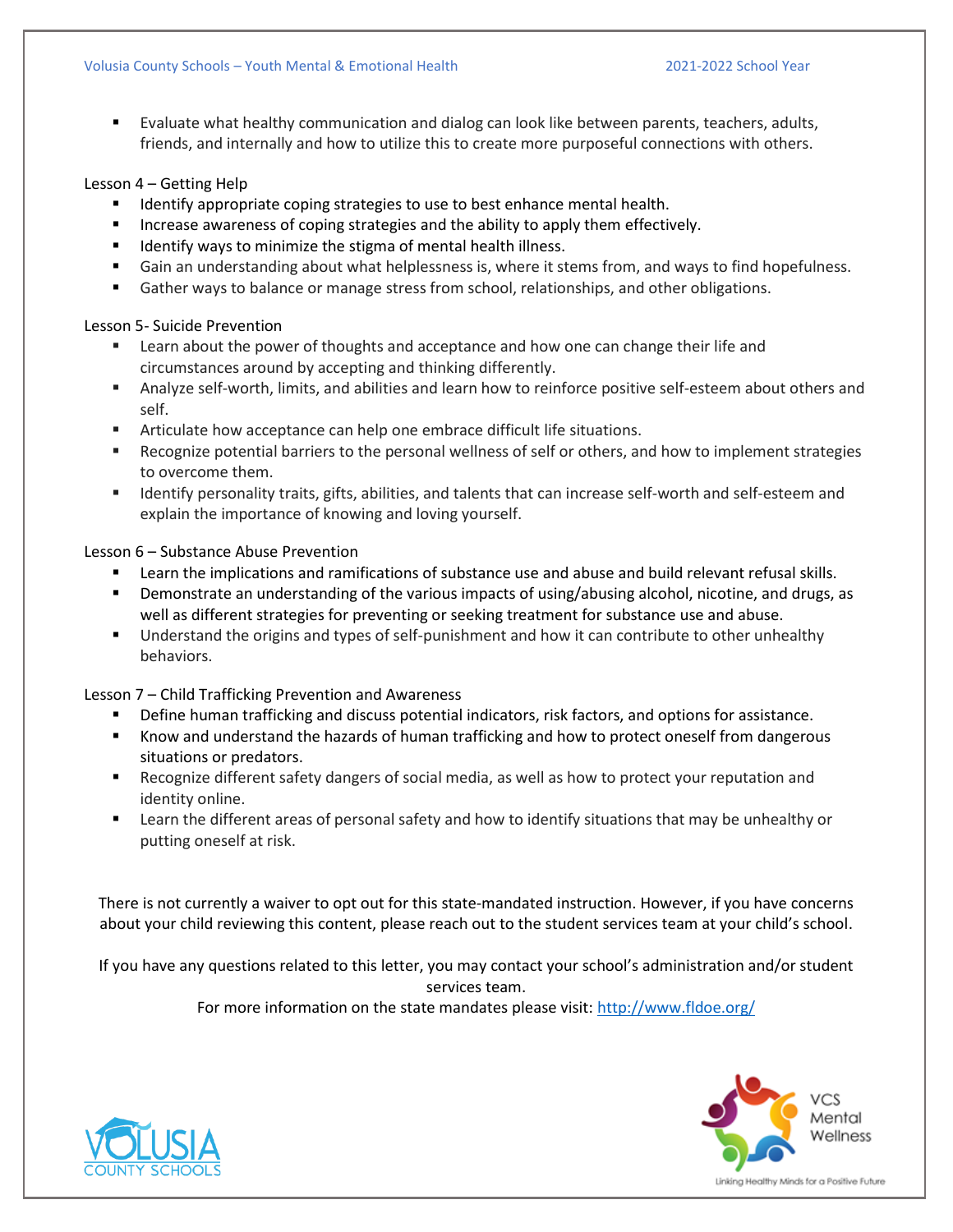- Evaluate what healthy communication and dialog can look like between parents, teachers, adults, friends, and internally and how to utilize this to create more purposeful connections with others.

Lesson 4 – Getting Help

- Identify appropriate coping strategies to use to best enhance mental health.
- Increase awareness of coping strategies and the ability to apply them effectively.
- Identify ways to minimize the stigma of mental health illness.
- Gain an understanding about what helplessness is, where it stems from, and ways to find hopefulness.
- Gather ways to balance or manage stress from school, relationships, and other obligations.

Lesson 5- Suicide Prevention

- Learn about the power of thoughts and acceptance and how one can change their life and circumstances around by accepting and thinking differently.
- Analyze self-worth, limits, and abilities and learn how to reinforce positive self-esteem about others and self.
- Articulate how acceptance can help one embrace difficult life situations.
- Recognize potential barriers to the personal wellness of self or others, and how to implement strategies to overcome them.
- Identify personality traits, gifts, abilities, and talents that can increase self-worth and self-esteem and explain the importance of knowing and loving yourself.

Lesson 6 – Substance Abuse Prevention

- Learn the implications and ramifications of substance use and abuse and build relevant refusal skills.
- Demonstrate an understanding of the various impacts of using/abusing alcohol, nicotine, and drugs, as well as different strategies for preventing or seeking treatment for substance use and abuse.
- Understand the origins and types of self-punishment and how it can contribute to other unhealthy behaviors.

Lesson 7 – Child Trafficking Prevention and Awareness

- Define human trafficking and discuss potential indicators, risk factors, and options for assistance.
- Know and understand the hazards of human trafficking and how to protect oneself from dangerous situations or predators.
- Recognize different safety dangers of social media, as well as how to protect your reputation and identity online.
- Learn the different areas of personal safety and how to identify situations that may be unhealthy or putting oneself at risk.

There is not currently a waiver to opt out for this state-mandated instruction. However, if you have concerns about your child reviewing this content, please reach out to the student services team at your child's school.

If you have any questions related to this letter, you may contact your school's administration and/or student services team.

For more information on the state mandates please visit: http://www.fldoe.org/

VOLUSIA COUNTY SCHOOLS

VCS Mental Wellness

Linking Healthy Minds for a Positive Future